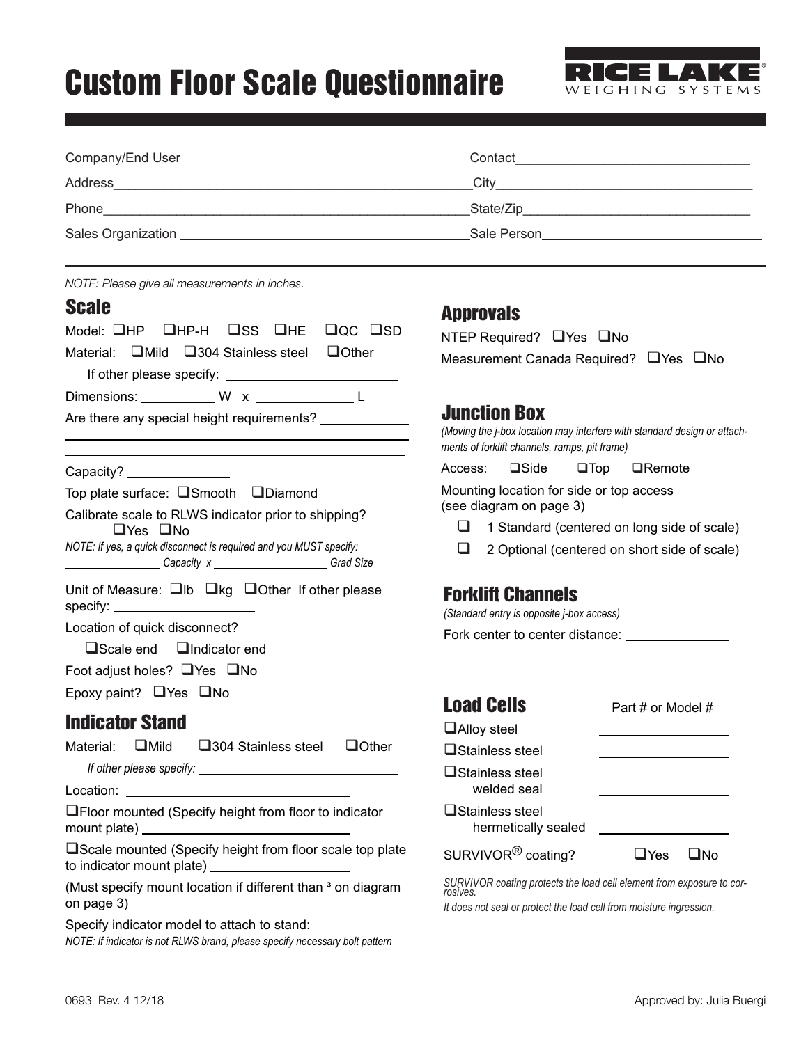# Custom Floor Scale Questionnaire

RICE LAKE WEIGHING SYSTEMS

Company/End User ________________________________________ Contact ________________________________

Address ________________________________________ City ________________________________

Phone ________________________________________ State/Zip ________________________________

Sales Organization ________________________________________ Sale Person ________________________________

*NOTE: Please give all measurements in inches.*

## Scale

Model: ❑HP ❑HP-H ❑SS ❑HE ❑QC ❑SD

Material: ❑Mild ❑304 Stainless steel ❑Other

If other please specify: ________________________

Dimensions: __________ W x ____________ L

Are there any special height requirements? ____________

________________________________________________

________________________________________________

Capacity? ______________

Top plate surface: ❑Smooth ❑Diamond

Calibrate scale to RLWS indicator prior to shipping?
❑Yes ❑No

*NOTE: If yes, a quick disconnect is required and you MUST specify:*
*______________ Capacity x __________________ Grad Size*

Unit of Measure: ❑lb ❑kg ❑Other If other please specify: ____________________

Location of quick disconnect?

❑Scale end ❑Indicator end

Foot adjust holes? ❑Yes ❑No

Epoxy paint? ❑Yes ❑No

## Indicator Stand

Material: ❑Mild ❑304 Stainless steel ❑Other

*If other please specify:* ____________________________

Location: ____________________________

❑Floor mounted (Specify height from floor to indicator mount plate) ____________________________

❑Scale mounted (Specify height from floor scale top plate to indicator mount plate) ____________________________

(Must specify mount location if different than ³ on diagram on page 3)

Specify indicator model to attach to stand: ____________

*NOTE: If indicator is not RLWS brand, please specify necessary bolt pattern*

## Approvals

NTEP Required? ❑Yes ❑No

Measurement Canada Required? ❑Yes ❑No

## Junction Box

*(Moving the j-box location may interfere with standard design or attachments of forklift channels, ramps, pit frame)*

Access: ❑Side ❑Top ❑Remote

Mounting location for side or top access
(see diagram on page 3)

- ❑ 1 Standard (centered on long side of scale)
- ❑ 2 Optional (centered on short side of scale)

## Forklift Channels

*(Standard entry is opposite j-box access)*

Fork center to center distance: ______________

## Load Cells

| | Part # or Model # |
|---|---|
| ❑Alloy steel | ______________ |
| ❑Stainless steel | ______________ |
| ❑Stainless steel welded seal | ______________ |
| ❑Stainless steel hermetically sealed | ______________ |
| SURVIVOR® coating? | ❑Yes ❑No |

*SURVIVOR coating protects the load cell element from exposure to corrosives.*

*It does not seal or protect the load cell from moisture ingression.*

0693 Rev. 4 12/18 Approved by: Julia Buergi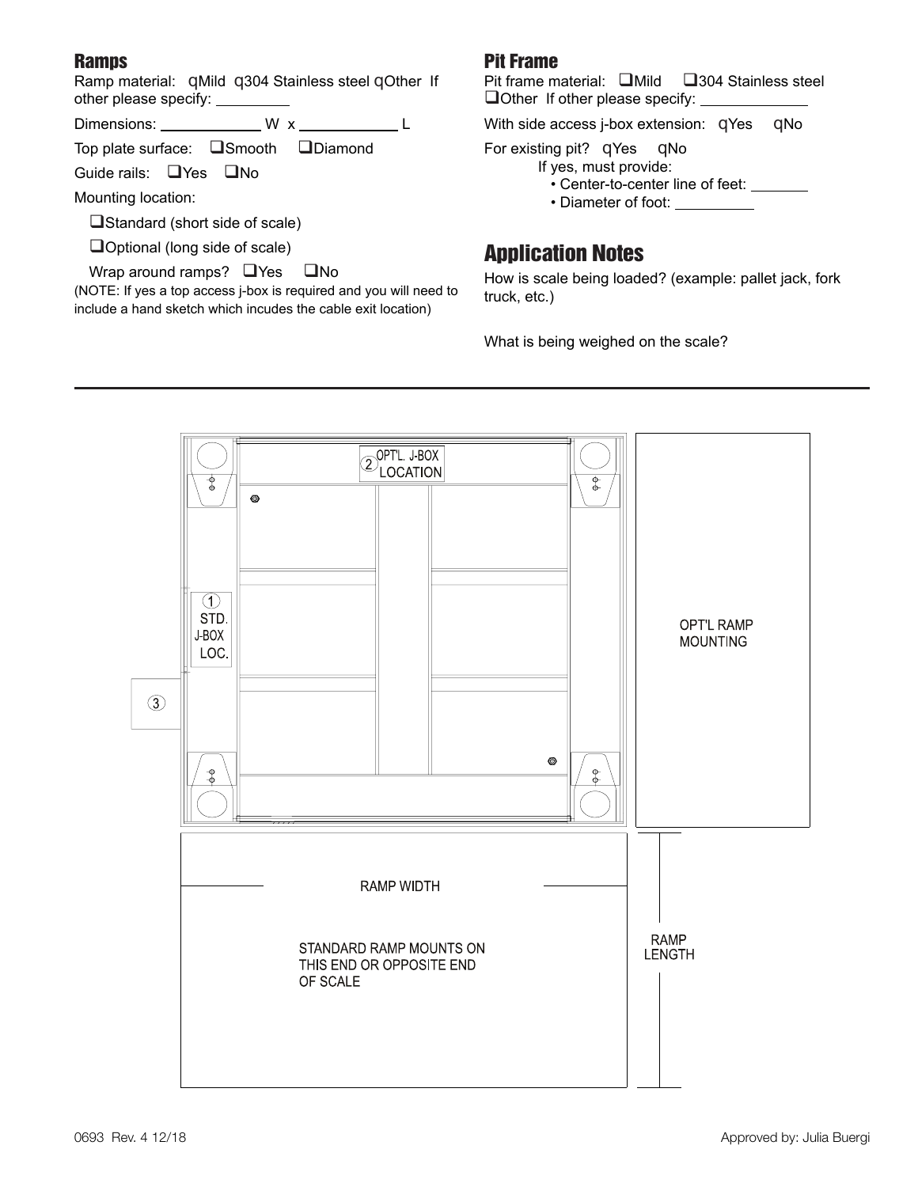## Ramps

Ramp material: ❑Mild ❑304 Stainless steel ❑Other If other please specify: ________

Dimensions: ____________ W x ____________ L

Top plate surface: ❑Smooth ❑Diamond

Guide rails: ❑Yes ❑No

Mounting location:

❑Standard (short side of scale)

❑Optional (long side of scale)

Wrap around ramps? ❑Yes ❑No

(NOTE: If yes a top access j-box is required and you will need to include a hand sketch which incudes the cable exit location)

## Pit Frame

Pit frame material: ❑Mild ❑304 Stainless steel ❑Other If other please specify: ____________

With side access j-box extension: ❑Yes ❑No

For existing pit? ❑Yes ❑No

If yes, must provide:

- Center-to-center line of feet: _______
- Diameter of foot: _________

## Application Notes

How is scale being loaded? (example: pallet jack, fork truck, etc.)

What is being weighed on the scale?

---

2 OPT'L. J-BOX LOCATION

1 STD. J-BOX LOC.

3

OPT'L RAMP MOUNTING

RAMP WIDTH

STANDARD RAMP MOUNTS ON THIS END OR OPPOSITE END OF SCALE

RAMP LENGTH

0693 Rev. 4 12/18

Approved by: Julia Buergi